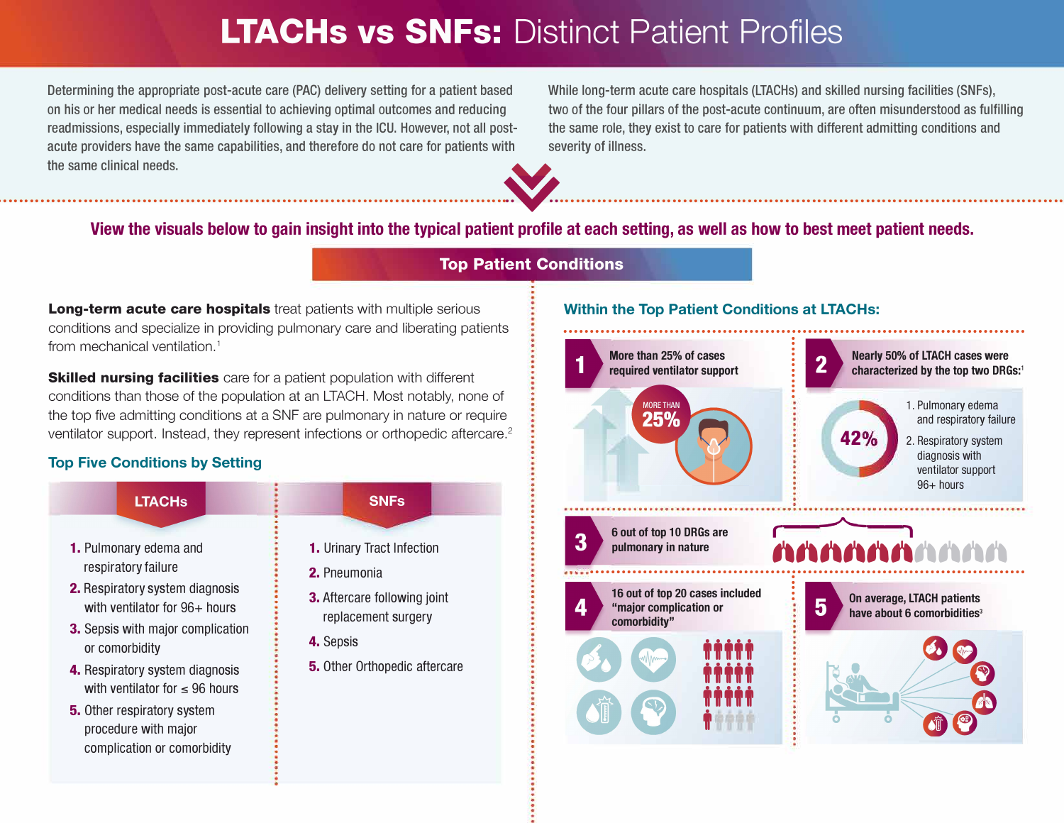# LTACHs vs SNFs: Distinct Patient Profiles

Determining the appropriate post-acute care (PAC) delivery setting for a patient based on his or her medical needs is essential to achieving optimal outcomes and reducing readmissions, especially immediately following a stay in the ICU. However, not all post-acute providers have the same capabilities, and therefore do not care for patients with the same clinical needs.

While long-term acute care hospitals (LTACHs) and skilled nursing facilities (SNFs), two of the four pillars of the post-acute continuum, are often misunderstood as fulfilling the same role, they exist to care for patients with different admitting conditions and severity of illness.

**View the visuals below to gain insight into the typical patient profile at each setting, as well as how to best meet patient needs.**

## Top Patient Conditions

**Long-term acute care hospitals** treat patients with multiple serious conditions and specialize in providing pulmonary care and liberating patients from mechanical ventilation.[1]

**Skilled nursing facilities** care for a patient population with different conditions than those of the population at an LTACH. Most notably, none of the top five admitting conditions at a SNF are pulmonary in nature or require ventilator support. Instead, they represent infections or orthopedic aftercare.[2]

### Top Five Conditions by Setting

**LTACHs**

1. Pulmonary edema and respiratory failure
2. Respiratory system diagnosis with ventilator for 96+ hours
3. Sepsis with major complication or comorbidity
4. Respiratory system diagnosis with ventilator for ≤ 96 hours
5. Other respiratory system procedure with major complication or comorbidity

**SNFs**

1. Urinary Tract Infection
2. Pneumonia
3. Aftercare following joint replacement surgery
4. Sepsis
5. Other Orthopedic aftercare

### Within the Top Patient Conditions at LTACHs:

**1** More than 25% of cases required ventilator support

MORE THAN 25%

**2** Nearly 50% of LTACH cases were characterized by the top two DRGs:[1]

42%

1. Pulmonary edema and respiratory failure
2. Respiratory system diagnosis with ventilator support 96+ hours

**3** 6 out of top 10 DRGs are pulmonary in nature

**4** 16 out of top 20 cases included "major complication or comorbidity"

**5** On average, LTACH patients have about 6 comorbidities[3]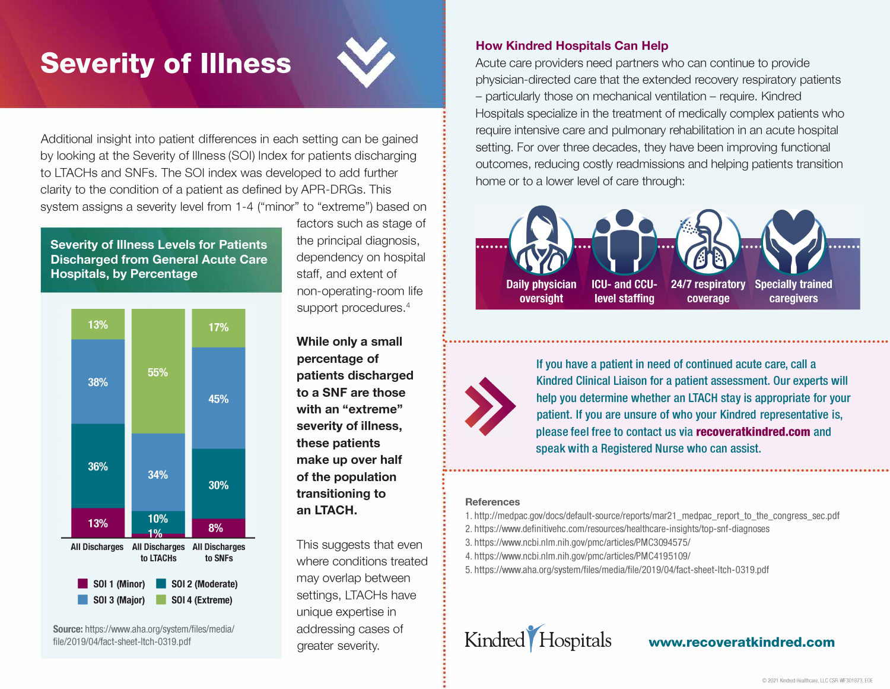# Severity of Illness

Additional insight into patient differences in each setting can be gained by looking at the Severity of Illness (SOI) Index for patients discharging to LTACHs and SNFs. The SOI index was developed to add further clarity to the condition of a patient as defined by APR-DRGs. This system assigns a severity level from 1-4 ("minor" to "extreme") based on factors such as stage of the principal diagnosis, dependency on hospital staff, and extent of non-operating-room life support procedures.[4]

**Severity of Illness Levels for Patients Discharged from General Acute Care Hospitals, by Percentage**

All Discharges: 13%, 38%, 36%, 13%

All Discharges to LTACHs: 55%, 34%, 10%, 1%

All Discharges to SNFs: 17%, 45%, 30%, 8%

SOI 1 (Minor)
SOI 2 (Moderate)
SOI 3 (Major)
SOI 4 (Extreme)

**Source:** https://www.aha.org/system/files/media/file/2019/04/fact-sheet-ltch-0319.pdf

**While only a small percentage of patients discharged to a SNF are those with an "extreme" severity of illness, these patients make up over half of the population transitioning to an LTACH.**

This suggests that even where conditions treated may overlap between settings, LTACHs have unique expertise in addressing cases of greater severity.

## How Kindred Hospitals Can Help

Acute care providers need partners who can continue to provide physician-directed care that the extended recovery respiratory patients – particularly those on mechanical ventilation – require. Kindred Hospitals specialize in the treatment of medically complex patients who require intensive care and pulmonary rehabilitation in an acute hospital setting. For over three decades, they have been improving functional outcomes, reducing costly readmissions and helping patients transition home or to a lower level of care through:

- Daily physician oversight
- ICU- and CCU-level staffing
- 24/7 respiratory coverage
- Specially trained caregivers

If you have a patient in need of continued acute care, call a Kindred Clinical Liaison for a patient assessment. Our experts will help you determine whether an LTACH stay is appropriate for your patient. If you are unsure of who your Kindred representative is, please feel free to contact us via **recoveratkindred.com** and speak with a Registered Nurse who can assist.

### References

1. http://medpac.gov/docs/default-source/reports/mar21_medpac_report_to_the_congress_sec.pdf
2. https://www.definitivehc.com/resources/healthcare-insights/top-snf-diagnoses
3. https://www.ncbi.nlm.nih.gov/pmc/articles/PMC3094575/
4. https://www.ncbi.nlm.nih.gov/pmc/articles/PMC4195109/
5. https://www.aha.org/system/files/media/file/2019/04/fact-sheet-ltch-0319.pdf

Kindred Hospitals

**www.recoveratkindred.com**

© 2021 Kindred Healthcare, LLC CSR-WF301873, EOE